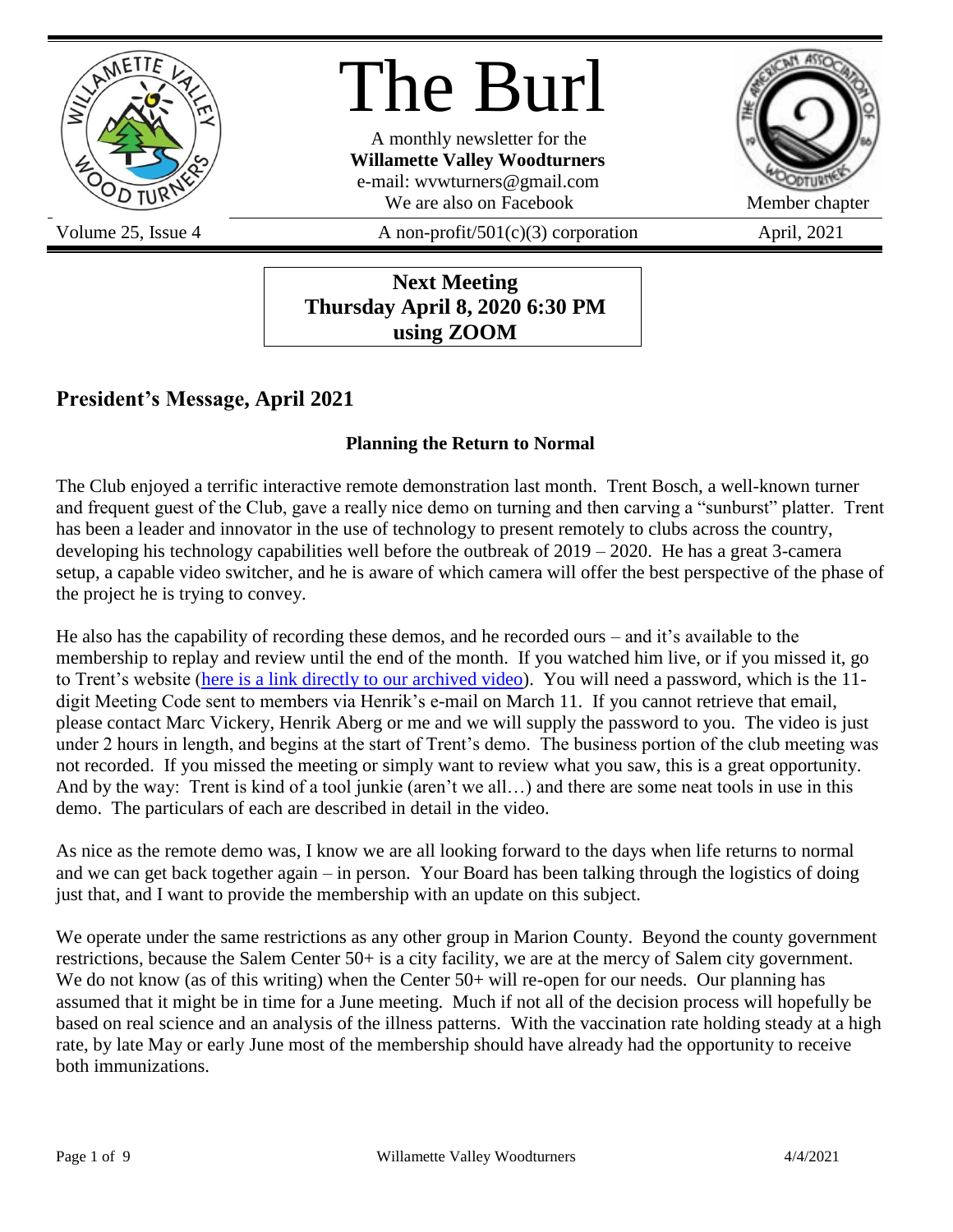# The Burl

A monthly newsletter for the
**Willamette Valley Woodturners**
e-mail: wvwturners@gmail.com
We are also on Facebook

Member chapter

Volume 25, Issue 4 | A non-profit/501(c)(3) corporation | April, 2021

**Next Meeting**
**Thursday April 8, 2020 6:30 PM**
**using ZOOM**

## President's Message, April 2021

### Planning the Return to Normal

The Club enjoyed a terrific interactive remote demonstration last month. Trent Bosch, a well-known turner and frequent guest of the Club, gave a really nice demo on turning and then carving a "sunburst" platter. Trent has been a leader and innovator in the use of technology to present remotely to clubs across the country, developing his technology capabilities well before the outbreak of 2019 – 2020. He has a great 3-camera setup, a capable video switcher, and he is aware of which camera will offer the best perspective of the phase of the project he is trying to convey.

He also has the capability of recording these demos, and he recorded ours – and it's available to the membership to replay and review until the end of the month. If you watched him live, or if you missed it, go to Trent's website (here is a link directly to our archived video). You will need a password, which is the 11-digit Meeting Code sent to members via Henrik's e-mail on March 11. If you cannot retrieve that email, please contact Marc Vickery, Henrik Aberg or me and we will supply the password to you. The video is just under 2 hours in length, and begins at the start of Trent's demo. The business portion of the club meeting was not recorded. If you missed the meeting or simply want to review what you saw, this is a great opportunity. And by the way: Trent is kind of a tool junkie (aren't we all…) and there are some neat tools in use in this demo. The particulars of each are described in detail in the video.

As nice as the remote demo was, I know we are all looking forward to the days when life returns to normal and we can get back together again – in person. Your Board has been talking through the logistics of doing just that, and I want to provide the membership with an update on this subject.

We operate under the same restrictions as any other group in Marion County. Beyond the county government restrictions, because the Salem Center 50+ is a city facility, we are at the mercy of Salem city government. We do not know (as of this writing) when the Center 50+ will re-open for our needs. Our planning has assumed that it might be in time for a June meeting. Much if not all of the decision process will hopefully be based on real science and an analysis of the illness patterns. With the vaccination rate holding steady at a high rate, by late May or early June most of the membership should have already had the opportunity to receive both immunizations.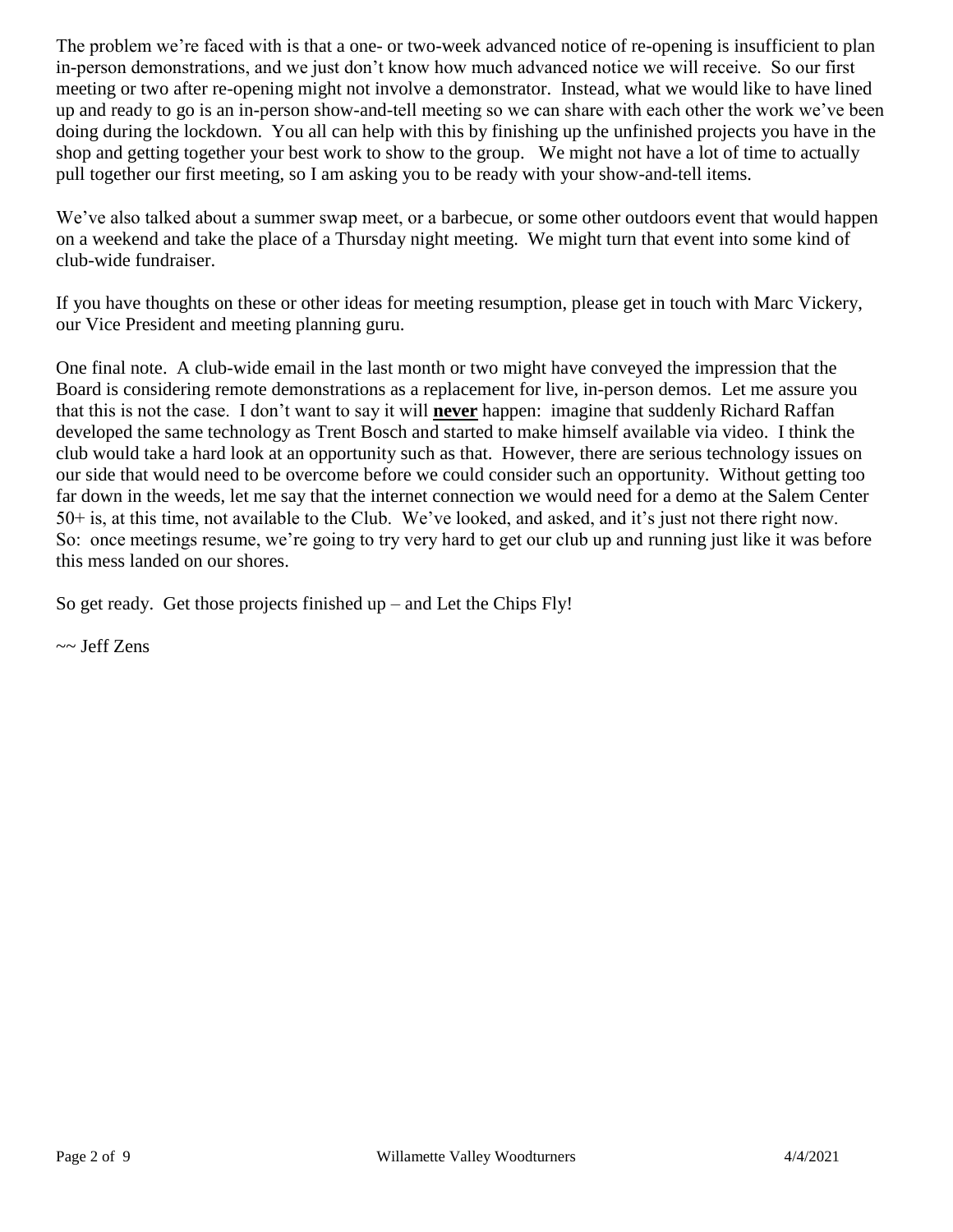The problem we're faced with is that a one- or two-week advanced notice of re-opening is insufficient to plan in-person demonstrations, and we just don't know how much advanced notice we will receive. So our first meeting or two after re-opening might not involve a demonstrator. Instead, what we would like to have lined up and ready to go is an in-person show-and-tell meeting so we can share with each other the work we've been doing during the lockdown. You all can help with this by finishing up the unfinished projects you have in the shop and getting together your best work to show to the group. We might not have a lot of time to actually pull together our first meeting, so I am asking you to be ready with your show-and-tell items.

We've also talked about a summer swap meet, or a barbecue, or some other outdoors event that would happen on a weekend and take the place of a Thursday night meeting. We might turn that event into some kind of club-wide fundraiser.

If you have thoughts on these or other ideas for meeting resumption, please get in touch with Marc Vickery, our Vice President and meeting planning guru.

One final note. A club-wide email in the last month or two might have conveyed the impression that the Board is considering remote demonstrations as a replacement for live, in-person demos. Let me assure you that this is not the case. I don't want to say it will **never** happen: imagine that suddenly Richard Raffan developed the same technology as Trent Bosch and started to make himself available via video. I think the club would take a hard look at an opportunity such as that. However, there are serious technology issues on our side that would need to be overcome before we could consider such an opportunity. Without getting too far down in the weeds, let me say that the internet connection we would need for a demo at the Salem Center 50+ is, at this time, not available to the Club. We've looked, and asked, and it's just not there right now. So: once meetings resume, we're going to try very hard to get our club up and running just like it was before this mess landed on our shores.

So get ready. Get those projects finished up – and Let the Chips Fly!

~~ Jeff Zens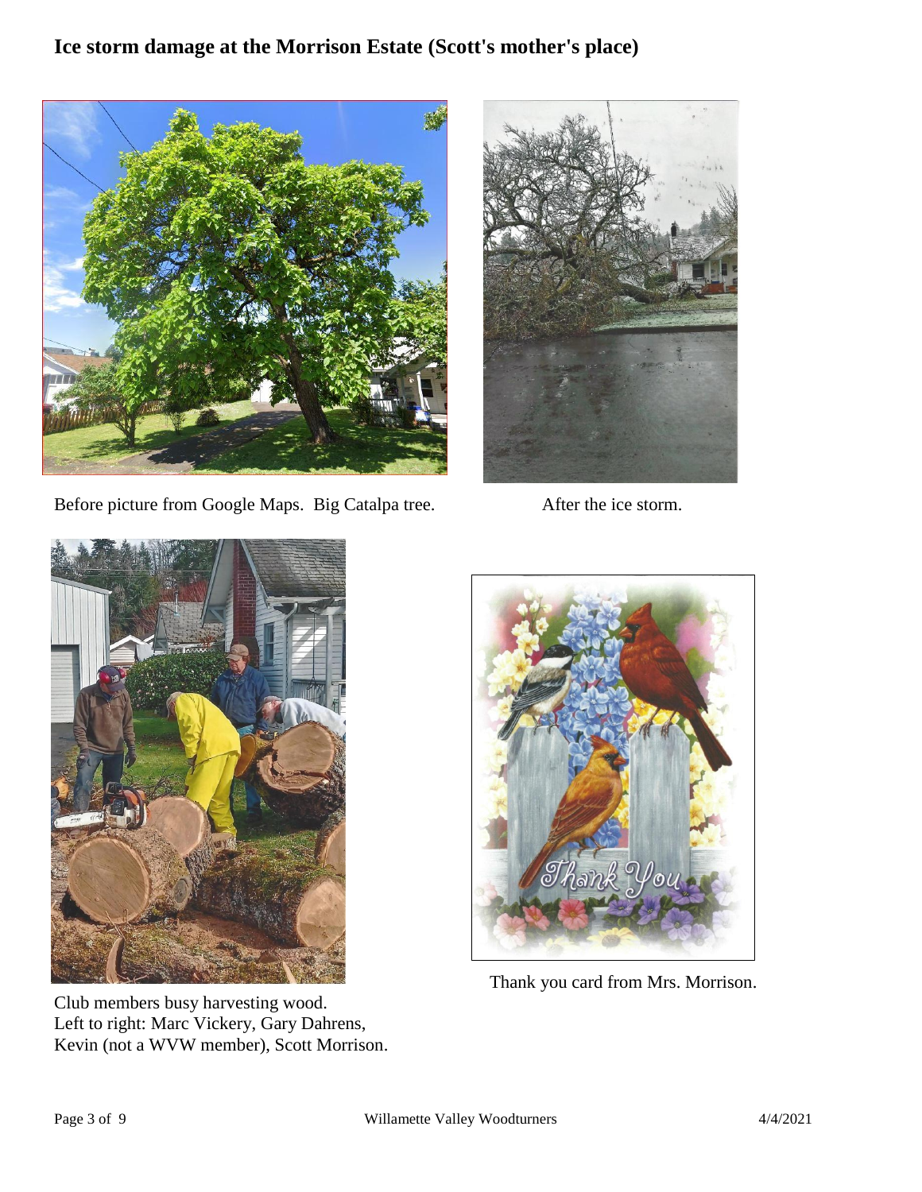# Ice storm damage at the Morrison Estate (Scott's mother's place)

Before picture from Google Maps. Big Catalpa tree.

After the ice storm.

Club members busy harvesting wood.
Left to right: Marc Vickery, Gary Dahrens,
Kevin (not a WVW member), Scott Morrison.

Thank you card from Mrs. Morrison.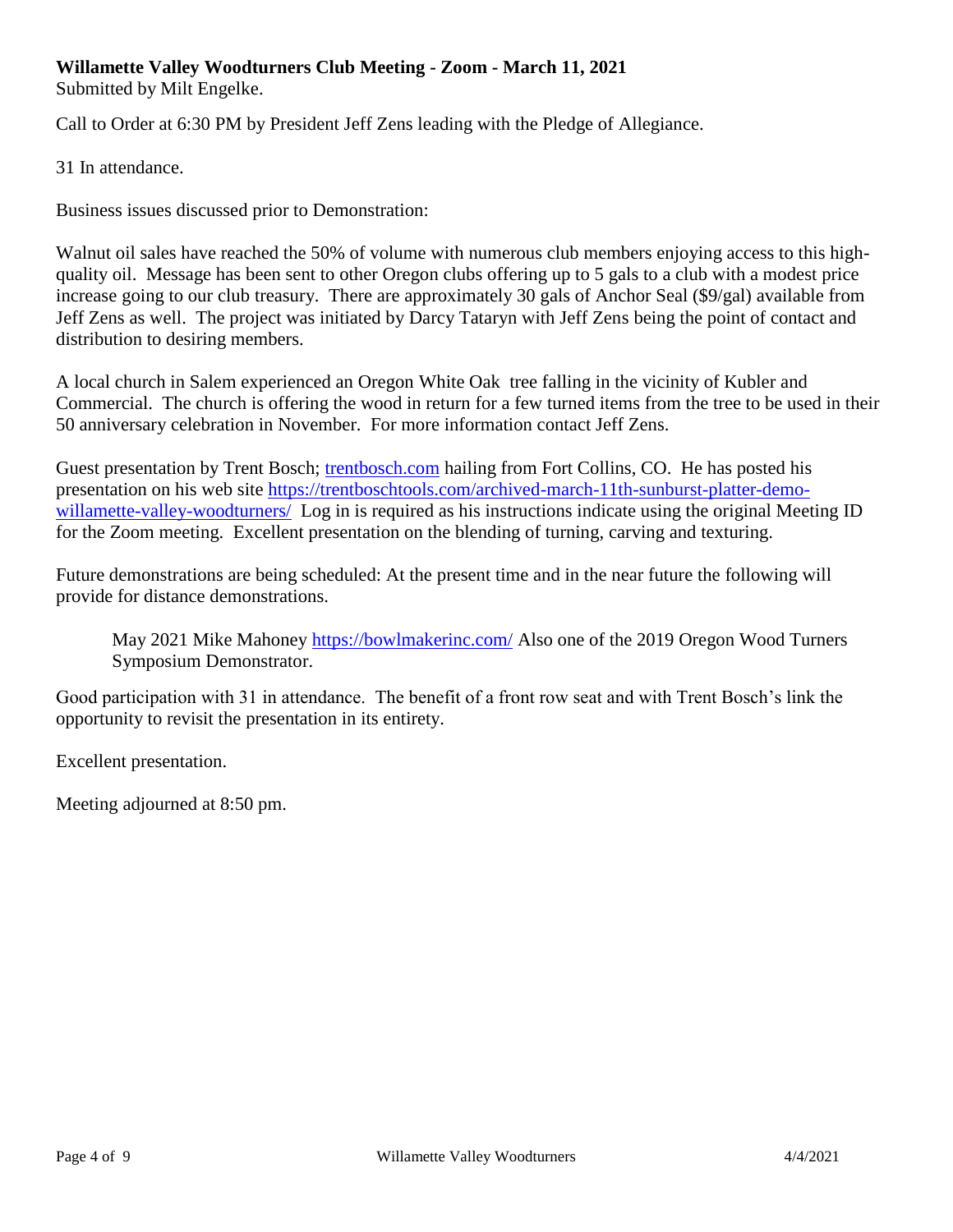**Willamette Valley Woodturners Club Meeting - Zoom - March 11, 2021**
Submitted by Milt Engelke.

Call to Order at 6:30 PM by President Jeff Zens leading with the Pledge of Allegiance.

31 In attendance.

Business issues discussed prior to Demonstration:

Walnut oil sales have reached the 50% of volume with numerous club members enjoying access to this high-quality oil. Message has been sent to other Oregon clubs offering up to 5 gals to a club with a modest price increase going to our club treasury. There are approximately 30 gals of Anchor Seal ($9/gal) available from Jeff Zens as well. The project was initiated by Darcy Tataryn with Jeff Zens being the point of contact and distribution to desiring members.

A local church in Salem experienced an Oregon White Oak tree falling in the vicinity of Kubler and Commercial. The church is offering the wood in return for a few turned items from the tree to be used in their 50 anniversary celebration in November. For more information contact Jeff Zens.

Guest presentation by Trent Bosch; [trentbosch.com](trentbosch.com) hailing from Fort Collins, CO. He has posted his presentation on his web site [https://trentboschtools.com/archived-march-11th-sunburst-platter-demo-willamette-valley-woodturners/](https://trentboschtools.com/archived-march-11th-sunburst-platter-demo-willamette-valley-woodturners/) Log in is required as his instructions indicate using the original Meeting ID for the Zoom meeting. Excellent presentation on the blending of turning, carving and texturing.

Future demonstrations are being scheduled: At the present time and in the near future the following will provide for distance demonstrations.

> May 2021 Mike Mahoney [https://bowlmakerinc.com/](https://bowlmakerinc.com/) Also one of the 2019 Oregon Wood Turners Symposium Demonstrator.

Good participation with 31 in attendance. The benefit of a front row seat and with Trent Bosch's link the opportunity to revisit the presentation in its entirety.

Excellent presentation.

Meeting adjourned at 8:50 pm.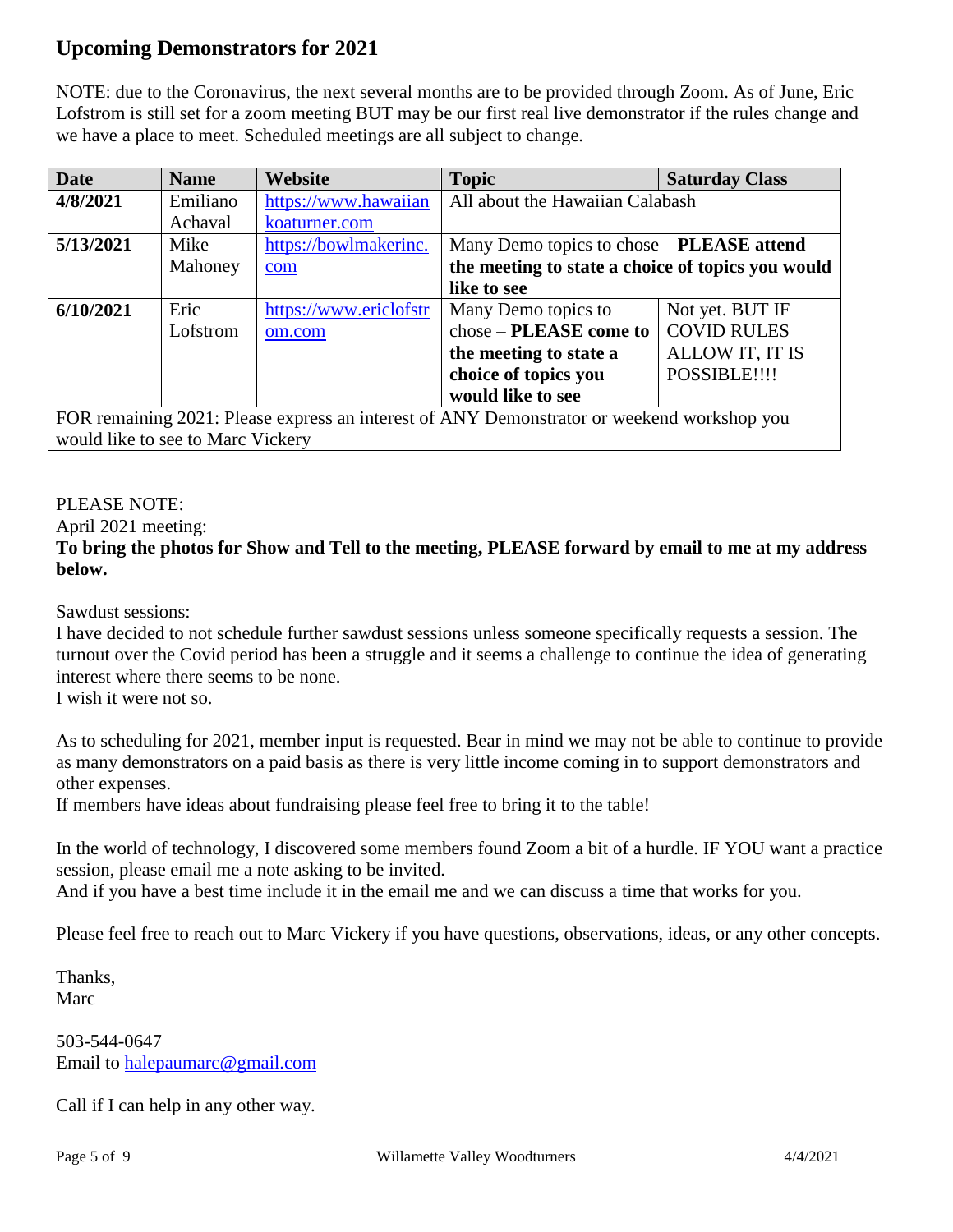## Upcoming Demonstrators for 2021

NOTE: due to the Coronavirus, the next several months are to be provided through Zoom. As of June, Eric Lofstrom is still set for a zoom meeting BUT may be our first real live demonstrator if the rules change and we have a place to meet. Scheduled meetings are all subject to change.

| Date | Name | Website | Topic | Saturday Class |
|---|---|---|---|---|
| **4/8/2021** | Emiliano Achaval | https://www.hawaiiankoaturner.com | All about the Hawaiian Calabash | |
| **5/13/2021** | Mike Mahoney | https://bowlmakerinc.com | Many Demo topics to chose – **PLEASE attend the meeting to state a choice of topics you would like to see** | |
| **6/10/2021** | Eric Lofstrom | https://www.ericlofstrom.com | Many Demo topics to chose – **PLEASE come to the meeting to state a choice of topics you would like to see** | Not yet. BUT IF COVID RULES ALLOW IT, IT IS POSSIBLE!!!! |
| FOR remaining 2021: Please express an interest of ANY Demonstrator or weekend workshop you would like to see to Marc Vickery | | | | |

PLEASE NOTE:
April 2021 meeting:
**To bring the photos for Show and Tell to the meeting, PLEASE forward by email to me at my address below.**

Sawdust sessions:
I have decided to not schedule further sawdust sessions unless someone specifically requests a session. The turnout over the Covid period has been a struggle and it seems a challenge to continue the idea of generating interest where there seems to be none.
I wish it were not so.

As to scheduling for 2021, member input is requested. Bear in mind we may not be able to continue to provide as many demonstrators on a paid basis as there is very little income coming in to support demonstrators and other expenses.
If members have ideas about fundraising please feel free to bring it to the table!

In the world of technology, I discovered some members found Zoom a bit of a hurdle. IF YOU want a practice session, please email me a note asking to be invited.
And if you have a best time include it in the email me and we can discuss a time that works for you.

Please feel free to reach out to Marc Vickery if you have questions, observations, ideas, or any other concepts.

Thanks,
Marc

503-544-0647
Email to halepaumarc@gmail.com

Call if I can help in any other way.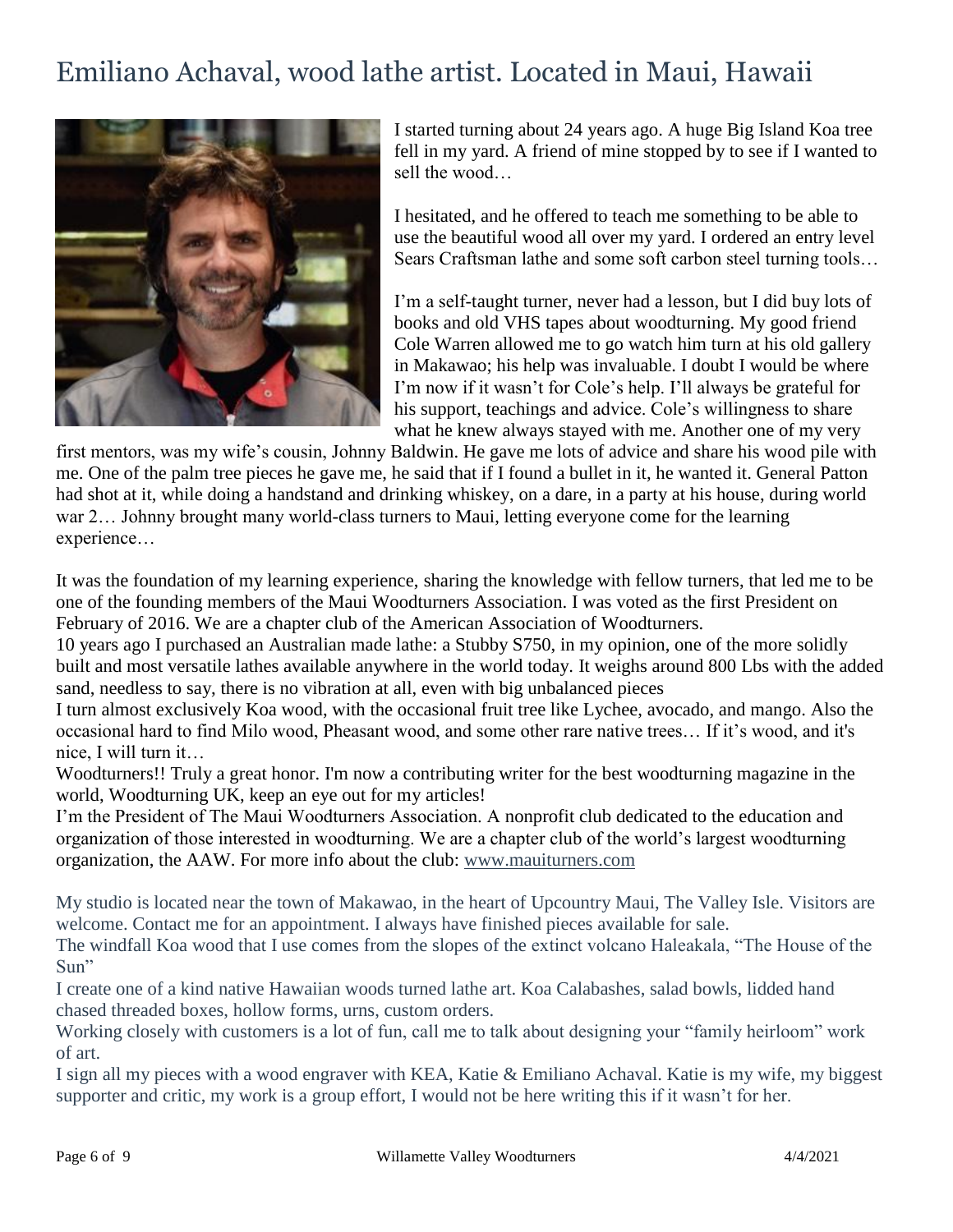# Emiliano Achaval, wood lathe artist. Located in Maui, Hawaii

I started turning about 24 years ago. A huge Big Island Koa tree fell in my yard. A friend of mine stopped by to see if I wanted to sell the wood…

I hesitated, and he offered to teach me something to be able to use the beautiful wood all over my yard. I ordered an entry level Sears Craftsman lathe and some soft carbon steel turning tools…

I'm a self-taught turner, never had a lesson, but I did buy lots of books and old VHS tapes about woodturning. My good friend Cole Warren allowed me to go watch him turn at his old gallery in Makawao; his help was invaluable. I doubt I would be where I'm now if it wasn't for Cole's help. I'll always be grateful for his support, teachings and advice. Cole's willingness to share what he knew always stayed with me. Another one of my very first mentors, was my wife's cousin, Johnny Baldwin. He gave me lots of advice and share his wood pile with me. One of the palm tree pieces he gave me, he said that if I found a bullet in it, he wanted it. General Patton had shot at it, while doing a handstand and drinking whiskey, on a dare, in a party at his house, during world war 2… Johnny brought many world-class turners to Maui, letting everyone come for the learning experience…

It was the foundation of my learning experience, sharing the knowledge with fellow turners, that led me to be one of the founding members of the Maui Woodturners Association. I was voted as the first President on February of 2016. We are a chapter club of the American Association of Woodturners.

10 years ago I purchased an Australian made lathe: a Stubby S750, in my opinion, one of the more solidly built and most versatile lathes available anywhere in the world today. It weighs around 800 Lbs with the added sand, needless to say, there is no vibration at all, even with big unbalanced pieces

I turn almost exclusively Koa wood, with the occasional fruit tree like Lychee, avocado, and mango. Also the occasional hard to find Milo wood, Pheasant wood, and some other rare native trees… If it's wood, and it's nice, I will turn it…

Woodturners!! Truly a great honor. I'm now a contributing writer for the best woodturning magazine in the world, Woodturning UK, keep an eye out for my articles!

I'm the President of The Maui Woodturners Association. A nonprofit club dedicated to the education and organization of those interested in woodturning. We are a chapter club of the world's largest woodturning organization, the AAW. For more info about the club: www.mauiturners.com

My studio is located near the town of Makawao, in the heart of Upcountry Maui, The Valley Isle. Visitors are welcome. Contact me for an appointment. I always have finished pieces available for sale.

The windfall Koa wood that I use comes from the slopes of the extinct volcano Haleakala, "The House of the Sun"

I create one of a kind native Hawaiian woods turned lathe art. Koa Calabashes, salad bowls, lidded hand chased threaded boxes, hollow forms, urns, custom orders.

Working closely with customers is a lot of fun, call me to talk about designing your "family heirloom" work of art.

I sign all my pieces with a wood engraver with KEA, Katie & Emiliano Achaval. Katie is my wife, my biggest supporter and critic, my work is a group effort, I would not be here writing this if it wasn't for her.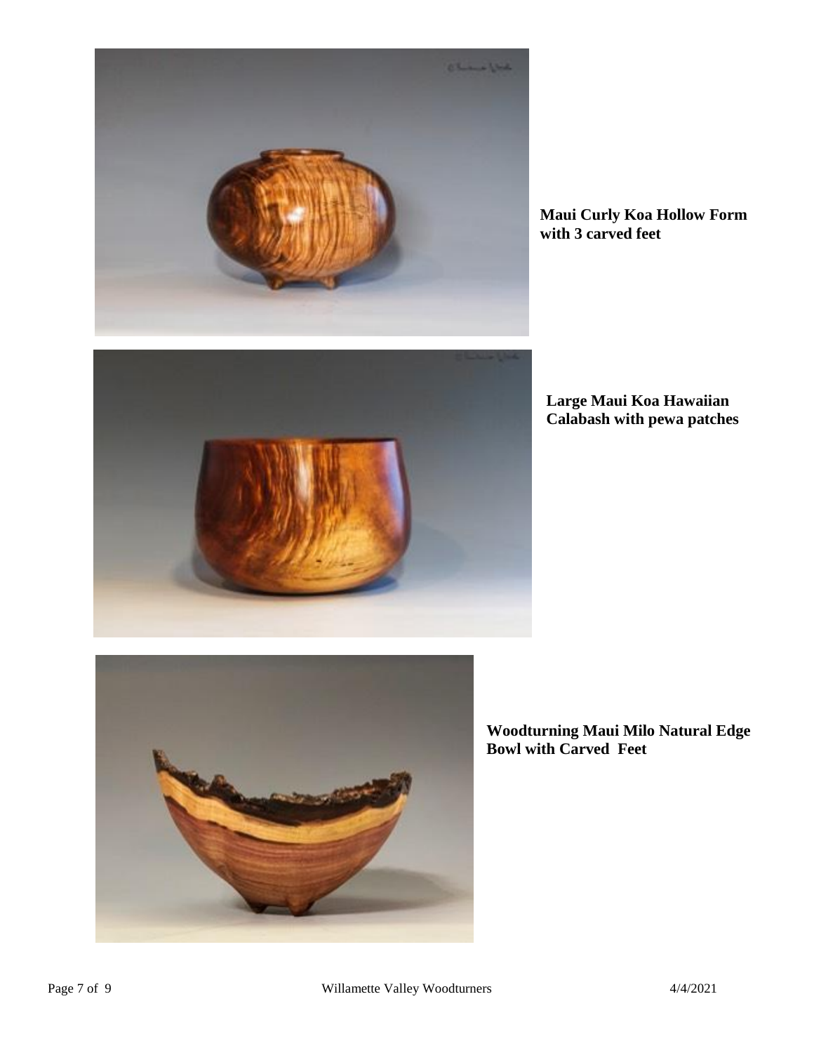**Maui Curly Koa Hollow Form with 3 carved feet**

**Large Maui Koa Hawaiian Calabash with pewa patches**

**Woodturning Maui Milo Natural Edge Bowl with Carved Feet**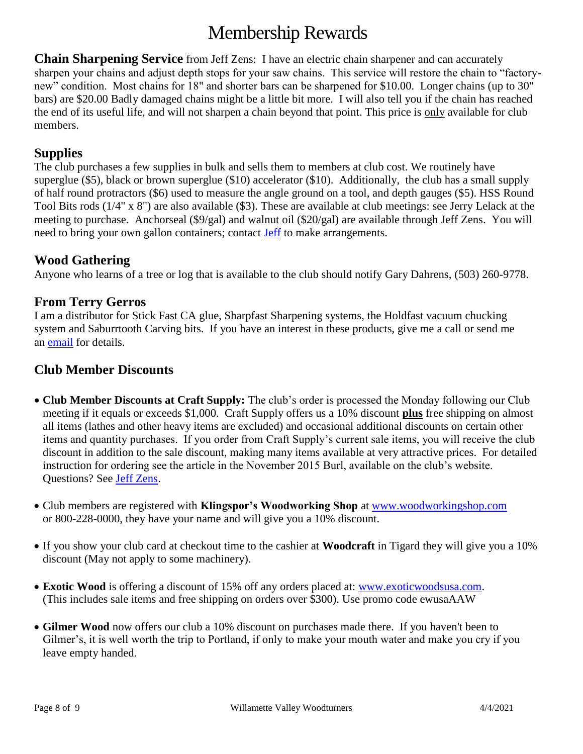# Membership Rewards

**Chain Sharpening Service** from Jeff Zens: I have an electric chain sharpener and can accurately sharpen your chains and adjust depth stops for your saw chains. This service will restore the chain to "factory-new" condition. Most chains for 18" and shorter bars can be sharpened for $10.00. Longer chains (up to 30" bars) are $20.00 Badly damaged chains might be a little bit more. I will also tell you if the chain has reached the end of its useful life, and will not sharpen a chain beyond that point. This price is only available for club members.

## Supplies

The club purchases a few supplies in bulk and sells them to members at club cost. We routinely have superglue ($5), black or brown superglue ($10) accelerator ($10). Additionally, the club has a small supply of half round protractors ($6) used to measure the angle ground on a tool, and depth gauges ($5). HSS Round Tool Bits rods (1/4" x 8") are also available ($3). These are available at club meetings: see Jerry Lelack at the meeting to purchase. Anchorseal ($9/gal) and walnut oil ($20/gal) are available through Jeff Zens. You will need to bring your own gallon containers; contact Jeff to make arrangements.

## Wood Gathering

Anyone who learns of a tree or log that is available to the club should notify Gary Dahrens, (503) 260-9778.

## From Terry Gerros

I am a distributor for Stick Fast CA glue, Sharpfast Sharpening systems, the Holdfast vacuum chucking system and Saburrtooth Carving bits. If you have an interest in these products, give me a call or send me an email for details.

## Club Member Discounts

- **Club Member Discounts at Craft Supply:** The club's order is processed the Monday following our Club meeting if it equals or exceeds $1,000. Craft Supply offers us a 10% discount **plus** free shipping on almost all items (lathes and other heavy items are excluded) and occasional additional discounts on certain other items and quantity purchases. If you order from Craft Supply's current sale items, you will receive the club discount in addition to the sale discount, making many items available at very attractive prices. For detailed instruction for ordering see the article in the November 2015 Burl, available on the club's website. Questions? See Jeff Zens.
- Club members are registered with **Klingspor's Woodworking Shop** at www.woodworkingshop.com or 800-228-0000, they have your name and will give you a 10% discount.
- If you show your club card at checkout time to the cashier at **Woodcraft** in Tigard they will give you a 10% discount (May not apply to some machinery).
- **Exotic Wood** is offering a discount of 15% off any orders placed at: www.exoticwoodsusa.com. (This includes sale items and free shipping on orders over $300). Use promo code ewusaAAW
- **Gilmer Wood** now offers our club a 10% discount on purchases made there. If you haven't been to Gilmer's, it is well worth the trip to Portland, if only to make your mouth water and make you cry if you leave empty handed.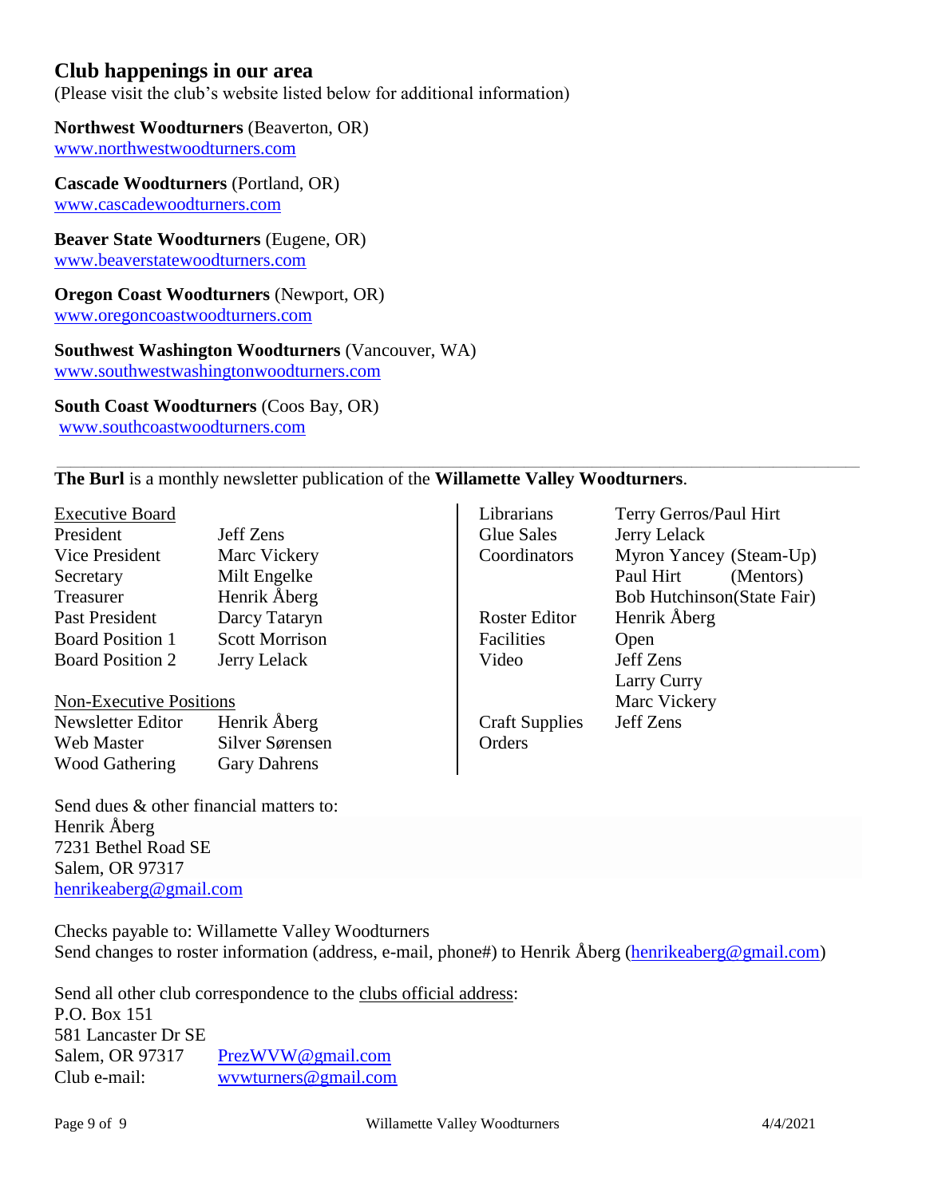## Club happenings in our area

(Please visit the club's website listed below for additional information)

**Northwest Woodturners** (Beaverton, OR)
www.northwestwoodturners.com

**Cascade Woodturners** (Portland, OR)
www.cascadewoodturners.com

**Beaver State Woodturners** (Eugene, OR)
www.beaverstatewoodturners.com

**Oregon Coast Woodturners** (Newport, OR)
www.oregoncoastwoodturners.com

**Southwest Washington Woodturners** (Vancouver, WA)
www.southwestwashingtonwoodturners.com

**South Coast Woodturners** (Coos Bay, OR)
www.southcoastwoodturners.com

---

**The Burl** is a monthly newsletter publication of the **Willamette Valley Woodturners**.

| Executive Board | |
|---|---|
| President | Jeff Zens |
| Vice President | Marc Vickery |
| Secretary | Milt Engelke |
| Treasurer | Henrik Åberg |
| Past President | Darcy Tataryn |
| Board Position 1 | Scott Morrison |
| Board Position 2 | Jerry Lelack |

| Non-Executive Positions | |
|---|---|
| Newsletter Editor | Henrik Åberg |
| Web Master | Silver Sørensen |
| Wood Gathering | Gary Dahrens |
| Librarians | Terry Gerros/Paul Hirt |
| Glue Sales | Jerry Lelack |
| Coordinators | Myron Yancey (Steam-Up) |
| | Paul Hirt (Mentors) |
| | Bob Hutchinson(State Fair) |
| Roster Editor | Henrik Åberg |
| Facilities | Open |
| Video | Jeff Zens |
| | Larry Curry |
| | Marc Vickery |
| Craft Supplies Orders | Jeff Zens |

Send dues & other financial matters to:
Henrik Åberg
7231 Bethel Road SE
Salem, OR 97317
henrikeaberg@gmail.com

Checks payable to: Willamette Valley Woodturners
Send changes to roster information (address, e-mail, phone#) to Henrik Åberg (henrikeaberg@gmail.com)

Send all other club correspondence to the clubs official address:
P.O. Box 151
581 Lancaster Dr SE
Salem, OR 97317 PrezWVW@gmail.com
Club e-mail: wvwturners@gmail.com